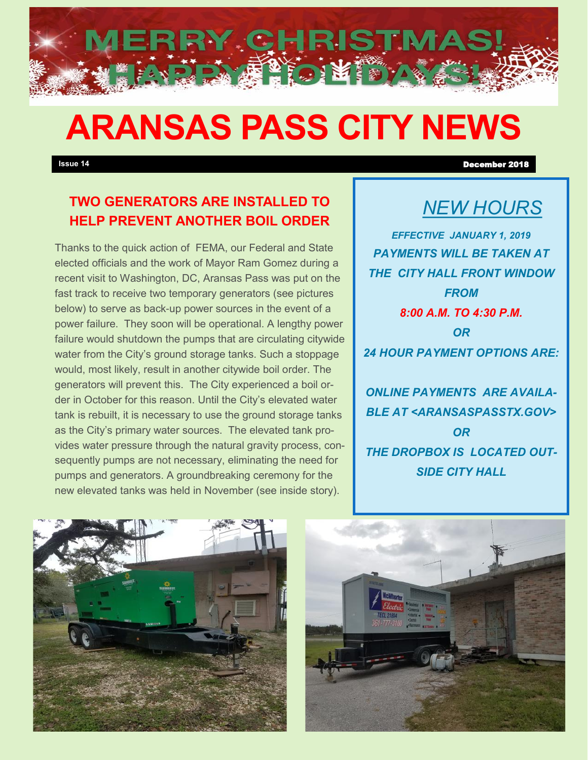# MERRY CHRISTMAS! HAPPY HOLIDAYS!

# ARANSAS PASS CITY NEWS

**Issue 14** | **December 2018**

## TWO GENERATORS ARE INSTALLED TO HELP PREVENT ANOTHER BOIL ORDER

Thanks to the quick action of FEMA, our Federal and State elected officials and the work of Mayor Ram Gomez during a recent visit to Washington, DC, Aransas Pass was put on the fast track to receive two temporary generators (see pictures below) to serve as back-up power sources in the event of a power failure. They soon will be operational. A lengthy power failure would shutdown the pumps that are circulating citywide water from the City's ground storage tanks. Such a stoppage would, most likely, result in another citywide boil order. The generators will prevent this. The City experienced a boil order in October for this reason. Until the City's elevated water tank is rebuilt, it is necessary to use the ground storage tanks as the City's primary water sources. The elevated tank provides water pressure through the natural gravity process, consequently pumps are not necessary, eliminating the need for pumps and generators. A groundbreaking ceremony for the new elevated tanks was held in November (see inside story).

## *NEW HOURS*

***EFFECTIVE JANUARY 1, 2019***

***PAYMENTS WILL BE TAKEN AT THE CITY HALL FRONT WINDOW FROM***

***8:00 A.M. TO 4:30 P.M.***

***OR***

***24 HOUR PAYMENT OPTIONS ARE:***

***ONLINE PAYMENTS ARE AVAILABLE AT <ARANSASPASSTX.GOV>***

***OR***

***THE DROPBOX IS LOCATED OUTSIDE CITY HALL***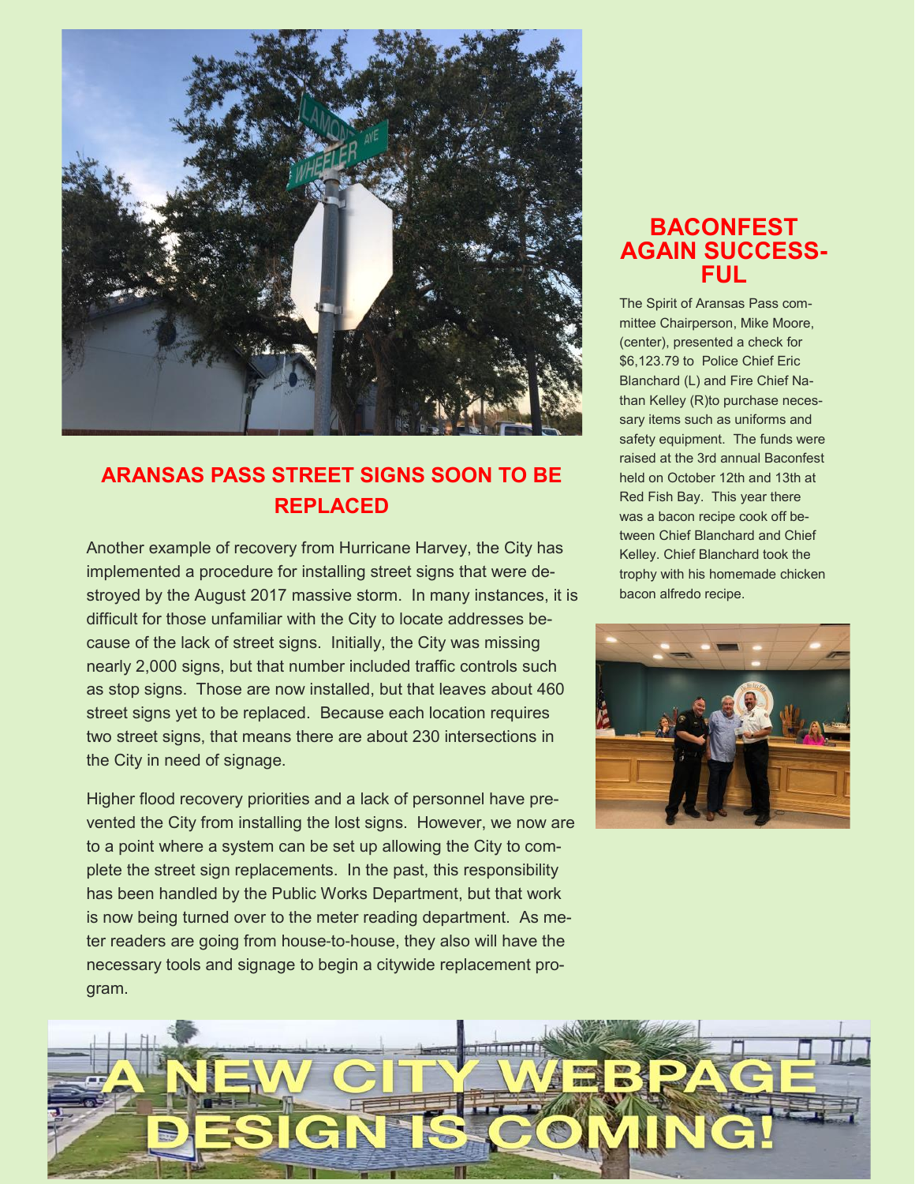## ARANSAS PASS STREET SIGNS SOON TO BE REPLACED

Another example of recovery from Hurricane Harvey, the City has implemented a procedure for installing street signs that were destroyed by the August 2017 massive storm. In many instances, it is difficult for those unfamiliar with the City to locate addresses because of the lack of street signs. Initially, the City was missing nearly 2,000 signs, but that number included traffic controls such as stop signs. Those are now installed, but that leaves about 460 street signs yet to be replaced. Because each location requires two street signs, that means there are about 230 intersections in the City in need of signage.

Higher flood recovery priorities and a lack of personnel have prevented the City from installing the lost signs. However, we now are to a point where a system can be set up allowing the City to complete the street sign replacements. In the past, this responsibility has been handled by the Public Works Department, but that work is now being turned over to the meter reading department. As meter readers are going from house-to-house, they also will have the necessary tools and signage to begin a citywide replacement program.

## BACONFEST AGAIN SUCCESSFUL

The Spirit of Aransas Pass committee Chairperson, Mike Moore, (center), presented a check for $6,123.79 to Police Chief Eric Blanchard (L) and Fire Chief Nathan Kelley (R)to purchase necessary items such as uniforms and safety equipment. The funds were raised at the 3rd annual Baconfest held on October 12th and 13th at Red Fish Bay. This year there was a bacon recipe cook off between Chief Blanchard and Chief Kelley. Chief Blanchard took the trophy with his homemade chicken bacon alfredo recipe.

## A NEW CITY WEBPAGE DESIGN IS COMING!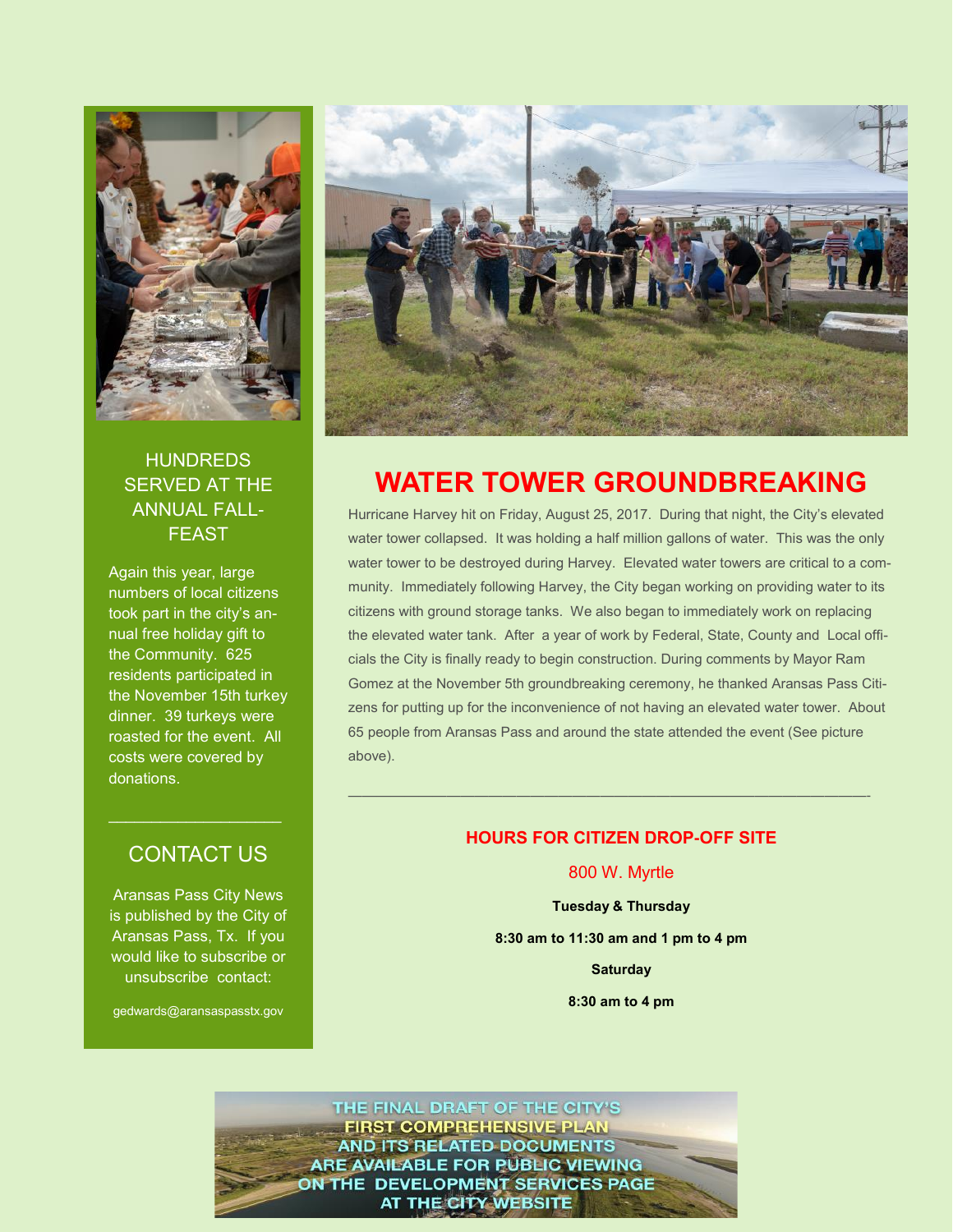## HUNDREDS SERVED AT THE ANNUAL FALL-FEAST

Again this year, large numbers of local citizens took part in the city's annual free holiday gift to the Community. 625 residents participated in the November 15th turkey dinner. 39 turkeys were roasted for the event. All costs were covered by donations.

---

## CONTACT US

Aransas Pass City News is published by the City of Aransas Pass, Tx. If you would like to subscribe or unsubscribe contact:

gedwards@aransaspasstx.gov

# WATER TOWER GROUNDBREAKING

Hurricane Harvey hit on Friday, August 25, 2017. During that night, the City's elevated water tower collapsed. It was holding a half million gallons of water. This was the only water tower to be destroyed during Harvey. Elevated water towers are critical to a community. Immediately following Harvey, the City began working on providing water to its citizens with ground storage tanks. We also began to immediately work on replacing the elevated water tank. After a year of work by Federal, State, County and Local officials the City is finally ready to begin construction. During comments by Mayor Ram Gomez at the November 5th groundbreaking ceremony, he thanked Aransas Pass Citizens for putting up for the inconvenience of not having an elevated water tower. About 65 people from Aransas Pass and around the state attended the event (See picture above).

---

### HOURS FOR CITIZEN DROP-OFF SITE

800 W. Myrtle

**Tuesday & Thursday**

**8:30 am to 11:30 am and 1 pm to 4 pm**

**Saturday**

**8:30 am to 4 pm**

THE FINAL DRAFT OF THE CITY'S FIRST COMPREHENSIVE PLAN AND ITS RELATED DOCUMENTS ARE AVAILABLE FOR PUBLIC VIEWING ON THE DEVELOPMENT SERVICES PAGE AT THE CITY WEBSITE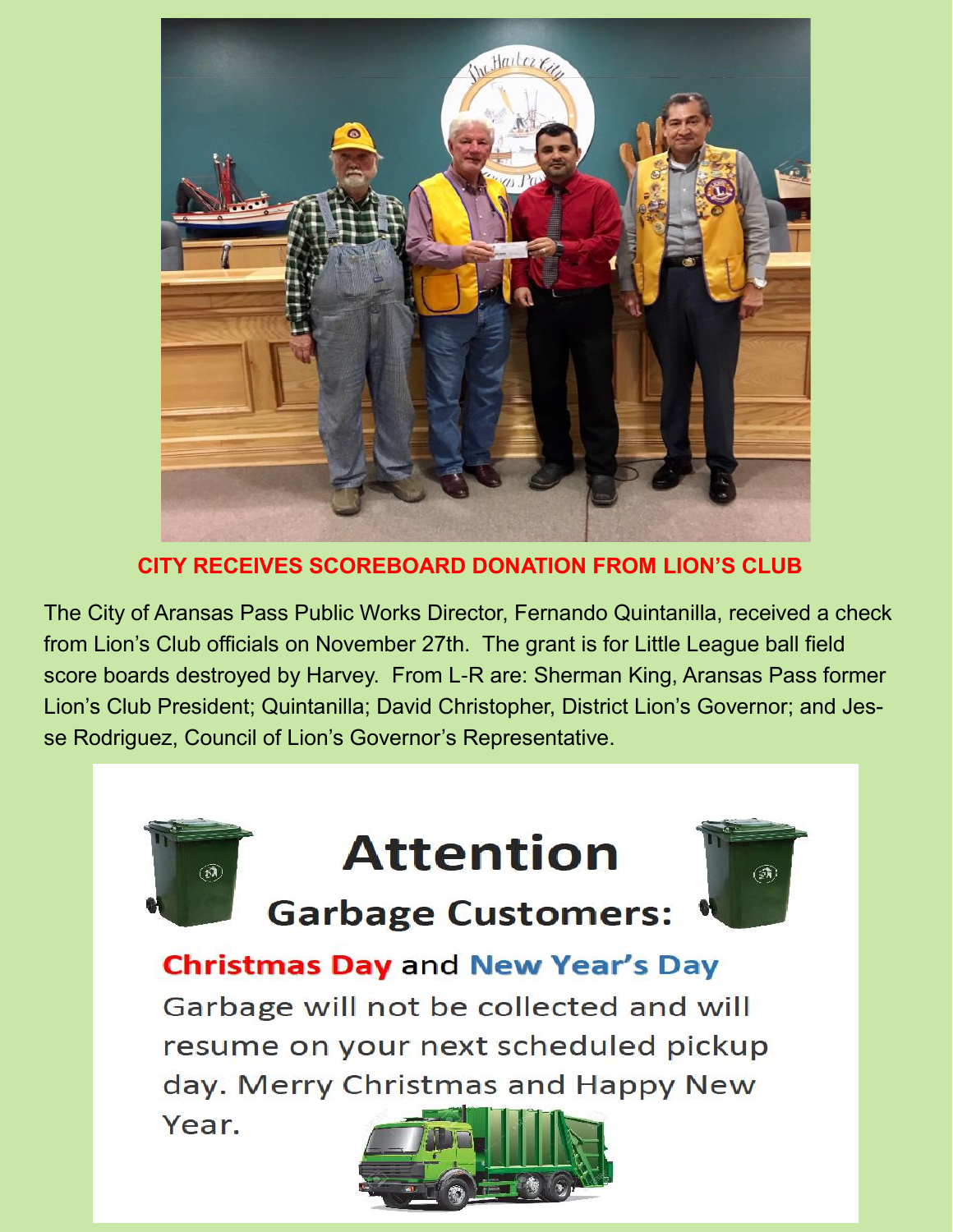## CITY RECEIVES SCOREBOARD DONATION FROM LION'S CLUB

The City of Aransas Pass Public Works Director, Fernando Quintanilla, received a check from Lion's Club officials on November 27th. The grant is for Little League ball field score boards destroyed by Harvey. From L-R are: Sherman King, Aransas Pass former Lion's Club President; Quintanilla; David Christopher, District Lion's Governor; and Jesse Rodriguez, Council of Lion's Governor's Representative.

# Attention

## Garbage Customers:

**Christmas Day** and **New Year's Day**

Garbage will not be collected and will resume on your next scheduled pickup day. Merry Christmas and Happy New Year.